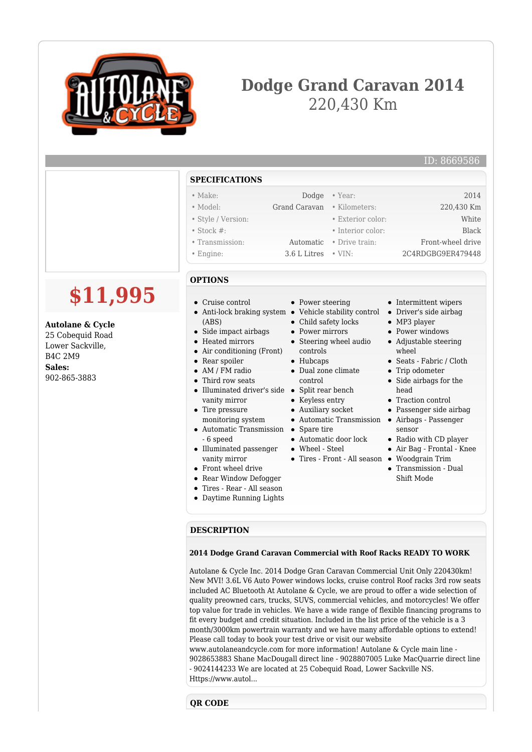# Dodge Grand Caravan 2014

220,430 Km

ID: 8669586

**$11,995**

**Autolane & Cycle**
25 Cobequid Road
Lower Sackville,
B4C 2M9
**Sales:**
902-865-3883

## SPECIFICATIONS

| | | | |
|---|---|---|---|
| • Make: | Dodge | • Year: | 2014 |
| • Model: | Grand Caravan | • Kilometers: | 220,430 Km |
| • Style / Version: | | • Exterior color: | White |
| • Stock #: | | • Interior color: | Black |
| • Transmission: | Automatic | • Drive train: | Front-wheel drive |
| • Engine: | 3.6 L Litres | • VIN: | 2C4RDGBG9ER479448 |

## OPTIONS

- Cruise control
- Anti-lock braking system (ABS)
- Side impact airbags
- Heated mirrors
- Air conditioning (Front)
- Rear spoiler
- AM / FM radio
- Third row seats
- Illuminated driver's side vanity mirror
- Tire pressure monitoring system
- Automatic Transmission - 6 speed
- Illuminated passenger vanity mirror
- Front wheel drive
- Rear Window Defogger
- Tires - Rear - All season
- Daytime Running Lights
- Power steering
- Vehicle stability control
- Child safety locks
- Power mirrors
- Steering wheel audio controls
- Hubcaps
- Dual zone climate control
- Split rear bench
- Keyless entry
- Auxiliary socket
- Automatic Transmission
- Spare tire
- Automatic door lock
- Wheel - Steel
- Tires - Front - All season
- Intermittent wipers
- Driver's side airbag
- MP3 player
- Power windows
- Adjustable steering wheel
- Seats - Fabric / Cloth
- Trip odometer
- Side airbags for the head
- Traction control
- Passenger side airbag
- Airbags - Passenger sensor
- Radio with CD player
- Air Bag - Frontal - Knee
- Woodgrain Trim
- Transmission - Dual Shift Mode

## DESCRIPTION

**2014 Dodge Grand Caravan Commercial with Roof Racks READY TO WORK**

Autolane & Cycle Inc. 2014 Dodge Gran Caravan Commercial Unit Only 220430km! New MVI! 3.6L V6 Auto Power windows locks, cruise control Roof racks 3rd row seats included AC Bluetooth At Autolane & Cycle, we are proud to offer a wide selection of quality preowned cars, trucks, SUVS, commercial vehicles, and motorcycles! We offer top value for trade in vehicles. We have a wide range of flexible financing programs to fit every budget and credit situation. Included in the list price of the vehicle is a 3 month/3000km powertrain warranty and we have many affordable options to extend! Please call today to book your test drive or visit our website www.autolaneandcycle.com for more information! Autolane & Cycle main line - 9028653883 Shane MacDougall direct line - 9028807005 Luke MacQuarrie direct line - 9024144233 We are located at 25 Cobequid Road, Lower Sackville NS. Https://www.autol...

## QR CODE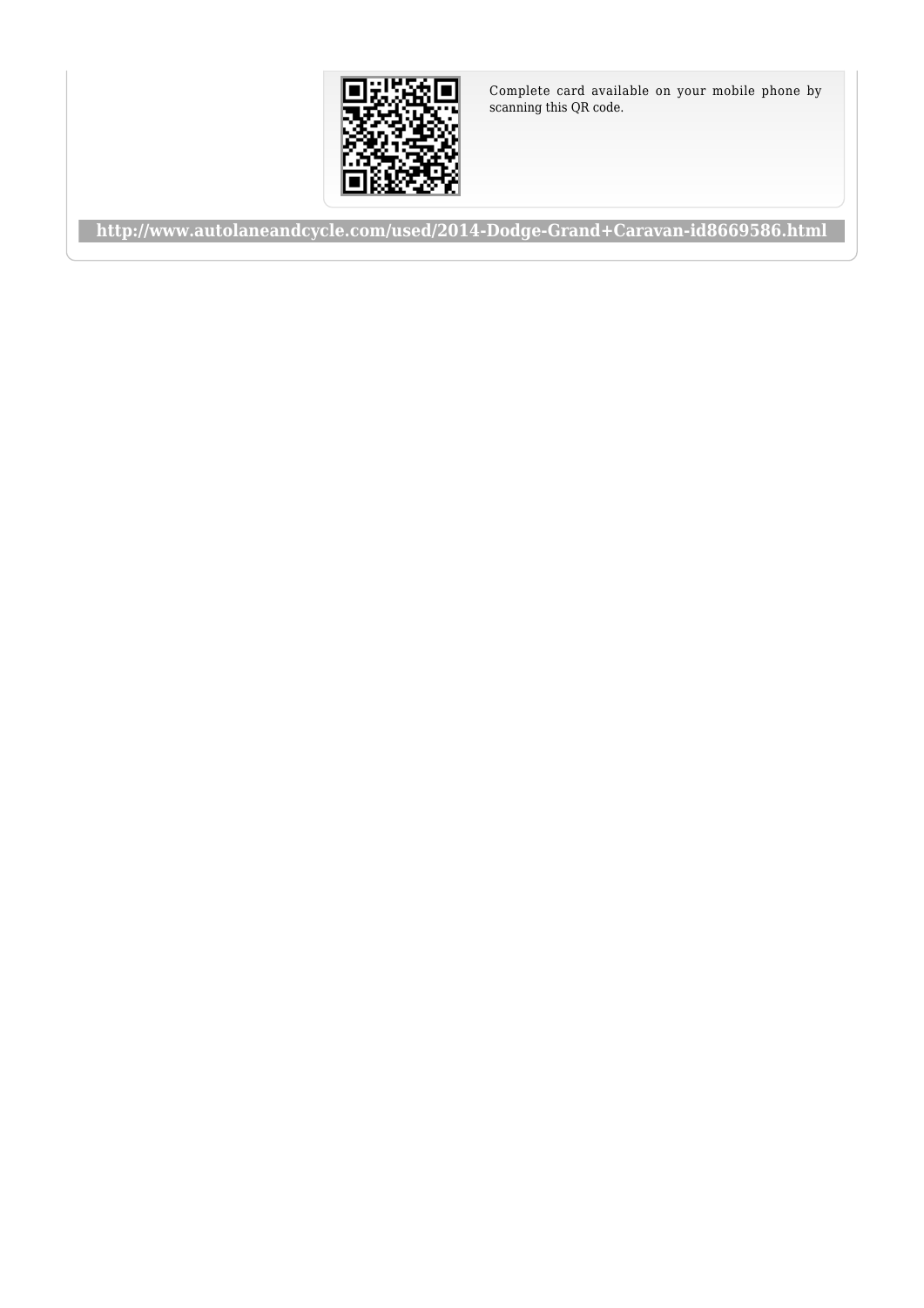Complete card available on your mobile phone by scanning this QR code.

**http://www.autolaneandcycle.com/used/2014-Dodge-Grand+Caravan-id8669586.html**